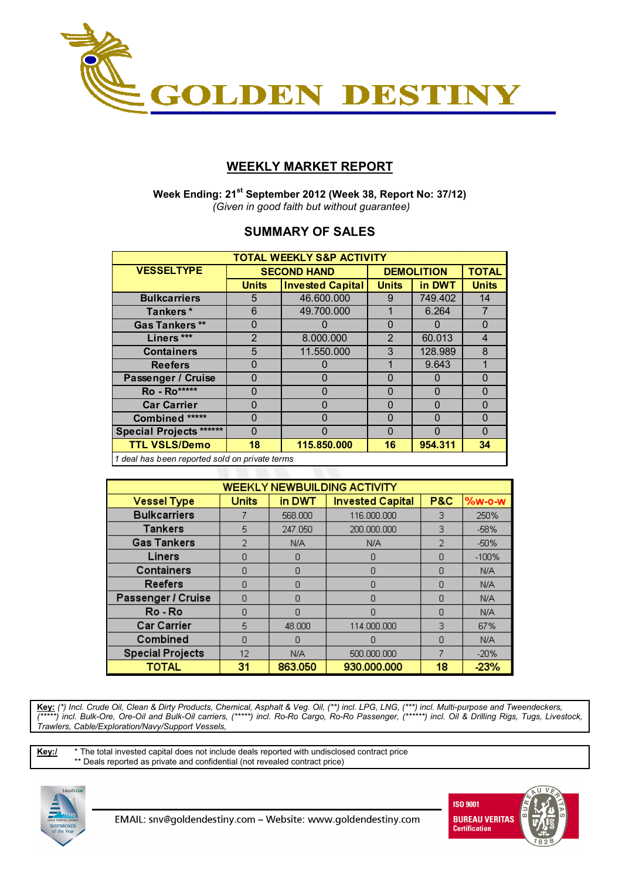# GOLDEN DESTINY

## WEEKLY MARKET REPORT

**Week Ending: 21st September 2012 (Week 38, Report No: 37/12)**
*(Given in good faith but without guarantee)*

### SUMMARY OF SALES

| TOTAL WEEKLY S&P ACTIVITY | | | | | |
|---|---|---|---|---|---|
| VESSELTYPE | SECOND HAND | | DEMOLITION | | TOTAL |
| | Units | Invested Capital | Units | in DWT | Units |
| Bulkcarriers | 5 | 46.600.000 | 9 | 749.402 | 14 |
| Tankers * | 6 | 49.700.000 | 1 | 6.264 | 7 |
| Gas Tankers ** | 0 | 0 | 0 | 0 | 0 |
| Liners *** | 2 | 8.000.000 | 2 | 60.013 | 4 |
| Containers | 5 | 11.550.000 | 3 | 128.989 | 8 |
| Reefers | 0 | 0 | 1 | 9.643 | 1 |
| Passenger / Cruise | 0 | 0 | 0 | 0 | 0 |
| Ro - Ro***** | 0 | 0 | 0 | 0 | 0 |
| Car Carrier | 0 | 0 | 0 | 0 | 0 |
| Combined ***** | 0 | 0 | 0 | 0 | 0 |
| Special Projects ****** | 0 | 0 | 0 | 0 | 0 |
| **TTL VSLS/Demo** | **18** | **115.850.000** | **16** | **954.311** | **34** |

*1 deal has been reported sold on private terms*

| WEEKLY NEWBUILDING ACTIVITY | | | | | |
|---|---|---|---|---|---|
| Vessel Type | Units | in DWT | Invested Capital | P&C | %w-o-w |
| Bulkcarriers | 7 | 568.000 | 116.000.000 | 3 | 250% |
| Tankers | 5 | 247.050 | 200.000.000 | 3 | -58% |
| Gas Tankers | 2 | N/A | N/A | 2 | -50% |
| Liners | 0 | 0 | 0 | 0 | -100% |
| Containers | 0 | 0 | 0 | 0 | N/A |
| Reefers | 0 | 0 | 0 | 0 | N/A |
| Passenger / Cruise | 0 | 0 | 0 | 0 | N/A |
| Ro - Ro | 0 | 0 | 0 | 0 | N/A |
| Car Carrier | 5 | 48.000 | 114.000.000 | 3 | 67% |
| Combined | 0 | 0 | 0 | 0 | N/A |
| Special Projects | 12 | N/A | 500.000.000 | 7 | -20% |
| **TOTAL** | **31** | **863.050** | **930.000.000** | **18** | **-23%** |

**Key:** *(\*) Incl. Crude Oil, Clean & Dirty Products, Chemical, Asphalt & Veg. Oil, (\*\*) incl. LPG, LNG, (\*\*\*) incl. Multi-purpose and Tweendeckers, (\*\*\*\*\*) incl. Bulk-Ore, Ore-Oil and Bulk-Oil carriers, (\*\*\*\*\*) incl. Ro-Ro Cargo, Ro-Ro Passenger, (\*\*\*\*\*\*) incl. Oil & Drilling Rigs, Tugs, Livestock, Trawlers, Cable/Exploration/Navy/Support Vessels,*

**Key:/** * The total invested capital does not include deals reported with undisclosed contract price
** Deals reported as private and confidential (not revealed contract price)

EMAIL: snv@goldendestiny.com – Website: www.goldendestiny.com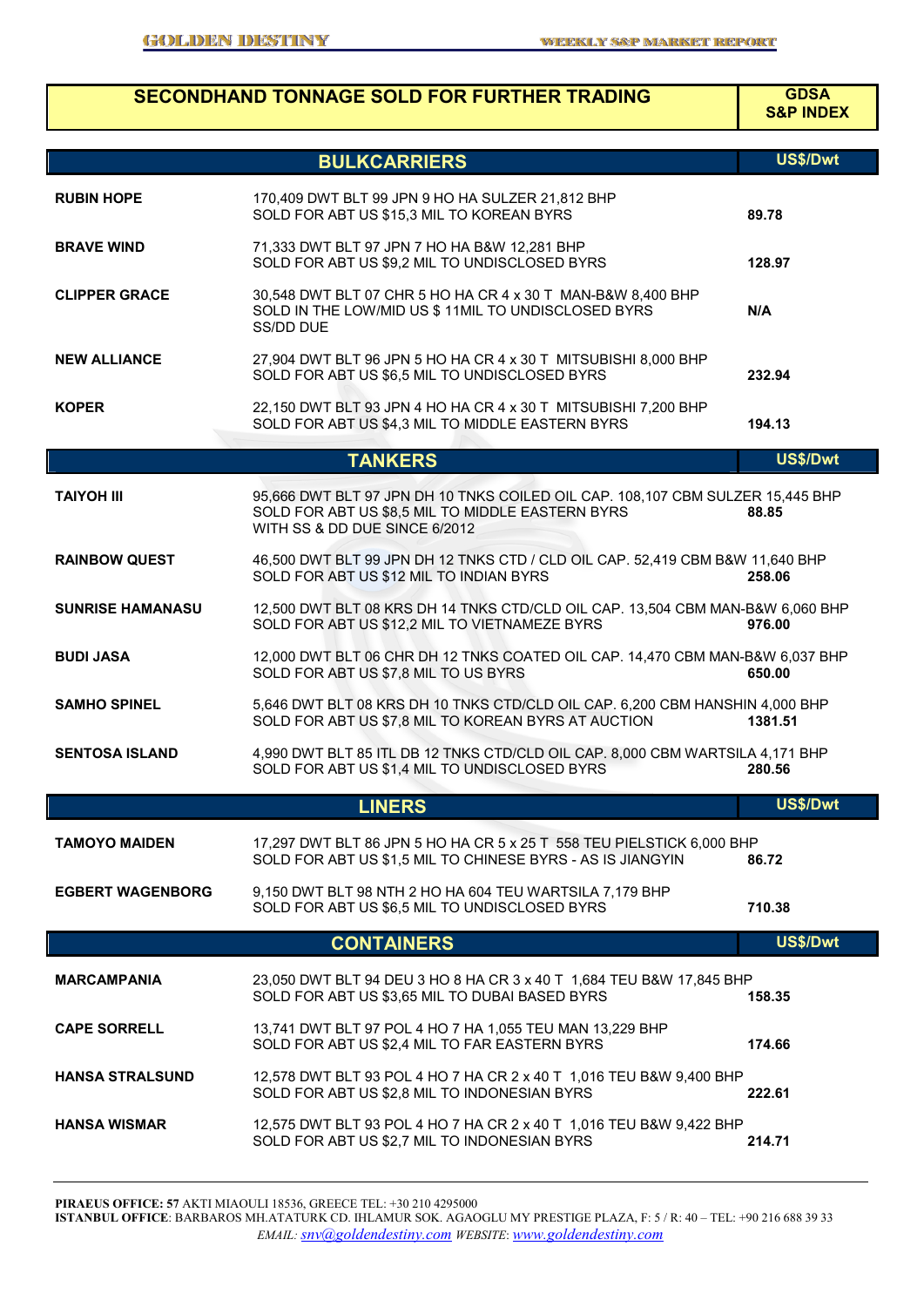## SECONDHAND TONNAGE SOLD FOR FURTHER TRADING

**GDSA S&P INDEX**

### BULKCARRIERS

| Vessel | Details | US$/Dwt |
|---|---|---|
| **RUBIN HOPE** | 170,409 DWT BLT 99 JPN 9 HO HA SULZER 21,812 BHP SOLD FOR ABT US $15,3 MIL TO KOREAN BYRS | **89.78** |
| **BRAVE WIND** | 71,333 DWT BLT 97 JPN 7 HO HA B&W 12,281 BHP SOLD FOR ABT US $9,2 MIL TO UNDISCLOSED BYRS | **128.97** |
| **CLIPPER GRACE** | 30,548 DWT BLT 07 CHR 5 HO HA CR 4 x 30 T MAN-B&W 8,400 BHP SOLD IN THE LOW/MID US $ 11MIL TO UNDISCLOSED BYRS SS/DD DUE | **N/A** |
| **NEW ALLIANCE** | 27,904 DWT BLT 96 JPN 5 HO HA CR 4 x 30 T MITSUBISHI 8,000 BHP SOLD FOR ABT US $6,5 MIL TO UNDISCLOSED BYRS | **232.94** |
| **KOPER** | 22,150 DWT BLT 93 JPN 4 HO HA CR 4 x 30 T MITSUBISHI 7,200 BHP SOLD FOR ABT US $4,3 MIL TO MIDDLE EASTERN BYRS | **194.13** |

### TANKERS

| Vessel | Details | US$/Dwt |
|---|---|---|
| **TAIYOH III** | 95,666 DWT BLT 97 JPN DH 10 TNKS COILED OIL CAP. 108,107 CBM SULZER 15,445 BHP SOLD FOR ABT US $8,5 MIL TO MIDDLE EASTERN BYRS WITH SS & DD DUE SINCE 6/2012 | **88.85** |
| **RAINBOW QUEST** | 46,500 DWT BLT 99 JPN DH 12 TNKS CTD / CLD OIL CAP. 52,419 CBM B&W 11,640 BHP SOLD FOR ABT US $12 MIL TO INDIAN BYRS | **258.06** |
| **SUNRISE HAMANASU** | 12,500 DWT BLT 08 KRS DH 14 TNKS CTD/CLD OIL CAP. 13,504 CBM MAN-B&W 6,060 BHP SOLD FOR ABT US $12,2 MIL TO VIETNAMEZE BYRS | **976.00** |
| **BUDI JASA** | 12,000 DWT BLT 06 CHR DH 12 TNKS COATED OIL CAP. 14,470 CBM MAN-B&W 6,037 BHP SOLD FOR ABT US $7,8 MIL TO US BYRS | **650.00** |
| **SAMHO SPINEL** | 5,646 DWT BLT 08 KRS DH 10 TNKS CTD/CLD OIL CAP. 6,200 CBM HANSHIN 4,000 BHP SOLD FOR ABT US $7,8 MIL TO KOREAN BYRS AT AUCTION | **1381.51** |
| **SENTOSA ISLAND** | 4,990 DWT BLT 85 ITL DB 12 TNKS CTD/CLD OIL CAP. 8,000 CBM WARTSILA 4,171 BHP SOLD FOR ABT US $1,4 MIL TO UNDISCLOSED BYRS | **280.56** |

### LINERS

| Vessel | Details | US$/Dwt |
|---|---|---|
| **TAMOYO MAIDEN** | 17,297 DWT BLT 86 JPN 5 HO HA CR 5 x 25 T 558 TEU PIELSTICK 6,000 BHP SOLD FOR ABT US $1,5 MIL TO CHINESE BYRS - AS IS JIANGYIN | **86.72** |
| **EGBERT WAGENBORG** | 9,150 DWT BLT 98 NTH 2 HO HA 604 TEU WARTSILA 7,179 BHP SOLD FOR ABT US $6,5 MIL TO UNDISCLOSED BYRS | **710.38** |

### CONTAINERS

| Vessel | Details | US$/Dwt |
|---|---|---|
| **MARCAMPANIA** | 23,050 DWT BLT 94 DEU 3 HO 8 HA CR 3 x 40 T 1,684 TEU B&W 17,845 BHP SOLD FOR ABT US $3,65 MIL TO DUBAI BASED BYRS | **158.35** |
| **CAPE SORRELL** | 13,741 DWT BLT 97 POL 4 HO 7 HA 1,055 TEU MAN 13,229 BHP SOLD FOR ABT US $2,4 MIL TO FAR EASTERN BYRS | **174.66** |
| **HANSA STRALSUND** | 12,578 DWT BLT 93 POL 4 HO 7 HA CR 2 x 40 T 1,016 TEU B&W 9,400 BHP SOLD FOR ABT US $2,8 MIL TO INDONESIAN BYRS | **222.61** |
| **HANSA WISMAR** | 12,575 DWT BLT 93 POL 4 HO 7 HA CR 2 x 40 T 1,016 TEU B&W 9,422 BHP SOLD FOR ABT US $2,7 MIL TO INDONESIAN BYRS | **214.71** |

**PIRAEUS OFFICE: 57** AKTI MIAOULI 18536, GREECE TEL: +30 210 4295000
**ISTANBUL OFFICE**: BARBAROS MH.ATATURK CD. IHLAMUR SOK. AGAOGLU MY PRESTIGE PLAZA, F: 5 / R: 40 – TEL: +90 216 688 39 33
*EMAIL: snv@goldendestiny.com WEBSITE: www.goldendestiny.com*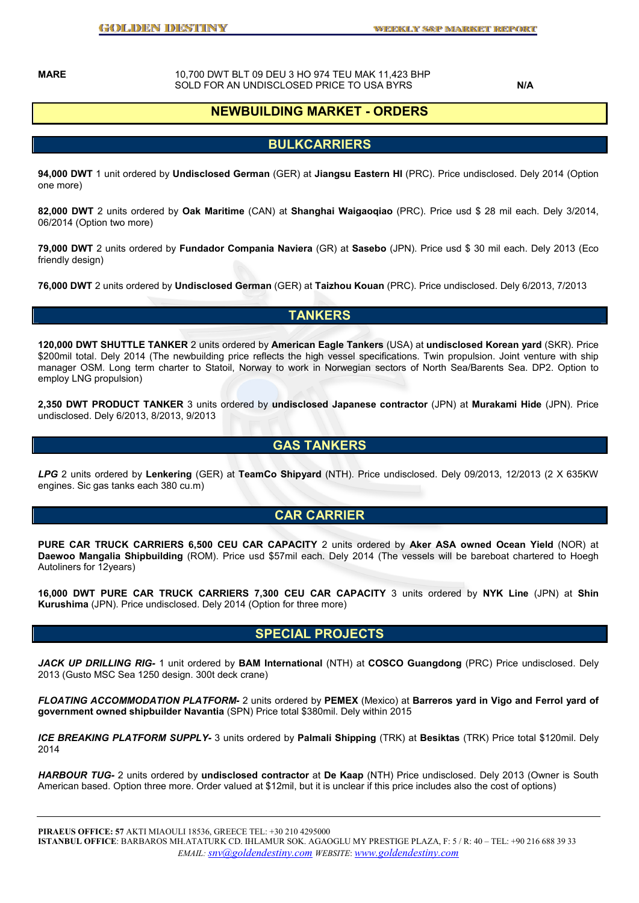| | | |
|---|---|---|
| **MARE** | 10,700 DWT BLT 09 DEU 3 HO 974 TEU MAK 11,423 BHP<br>SOLD FOR AN UNDISCLOSED PRICE TO USA BYRS | **N/A** |

## NEWBUILDING MARKET - ORDERS

### BULKCARRIERS

**94,000 DWT** 1 unit ordered by **Undisclosed German** (GER) at **Jiangsu Eastern HI** (PRC). Price undisclosed. Dely 2014 (Option one more)

**82,000 DWT** 2 units ordered by **Oak Maritime** (CAN) at **Shanghai Waigaoqiao** (PRC). Price usd $ 28 mil each. Dely 3/2014, 06/2014 (Option two more)

**79,000 DWT** 2 units ordered by **Fundador Compania Naviera** (GR) at **Sasebo** (JPN). Price usd $ 30 mil each. Dely 2013 (Eco friendly design)

**76,000 DWT** 2 units ordered by **Undisclosed German** (GER) at **Taizhou Kouan** (PRC). Price undisclosed. Dely 6/2013, 7/2013

### TANKERS

**120,000 DWT SHUTTLE TANKER** 2 units ordered by **American Eagle Tankers** (USA) at **undisclosed Korean yard** (SKR). Price $200mil total. Dely 2014 (The newbuilding price reflects the high vessel specifications. Twin propulsion. Joint venture with ship manager OSM. Long term charter to Statoil, Norway to work in Norwegian sectors of North Sea/Barents Sea. DP2. Option to employ LNG propulsion)

**2,350 DWT PRODUCT TANKER** 3 units ordered by **undisclosed Japanese contractor** (JPN) at **Murakami Hide** (JPN). Price undisclosed. Dely 6/2013, 8/2013, 9/2013

### GAS TANKERS

***LPG*** 2 units ordered by **Lenkering** (GER) at **TeamCo Shipyard** (NTH). Price undisclosed. Dely 09/2013, 12/2013 (2 X 635KW engines. Sic gas tanks each 380 cu.m)

### CAR CARRIER

**PURE CAR TRUCK CARRIERS 6,500 CEU CAR CAPACITY** 2 units ordered by **Aker ASA owned Ocean Yield** (NOR) at **Daewoo Mangalia Shipbuilding** (ROM). Price usd $57mil each. Dely 2014 (The vessels will be bareboat chartered to Hoegh Autoliners for 12years)

**16,000 DWT PURE CAR TRUCK CARRIERS 7,300 CEU CAR CAPACITY** 3 units ordered by **NYK Line** (JPN) at **Shin Kurushima** (JPN). Price undisclosed. Dely 2014 (Option for three more)

### SPECIAL PROJECTS

***JACK UP DRILLING RIG-*** 1 unit ordered by **BAM International** (NTH) at **COSCO Guangdong** (PRC) Price undisclosed. Dely 2013 (Gusto MSC Sea 1250 design. 300t deck crane)

***FLOATING ACCOMMODATION PLATFORM-*** 2 units ordered by **PEMEX** (Mexico) at **Barreros yard in Vigo and Ferrol yard of government owned shipbuilder Navantia** (SPN) Price total $380mil. Dely within 2015

***ICE BREAKING PLATFORM SUPPLY-*** 3 units ordered by **Palmali Shipping** (TRK) at **Besiktas** (TRK) Price total $120mil. Dely 2014

***HARBOUR TUG-*** 2 units ordered by **undisclosed contractor** at **De Kaap** (NTH) Price undisclosed. Dely 2013 (Owner is South American based. Option three more. Order valued at $12mil, but it is unclear if this price includes also the cost of options)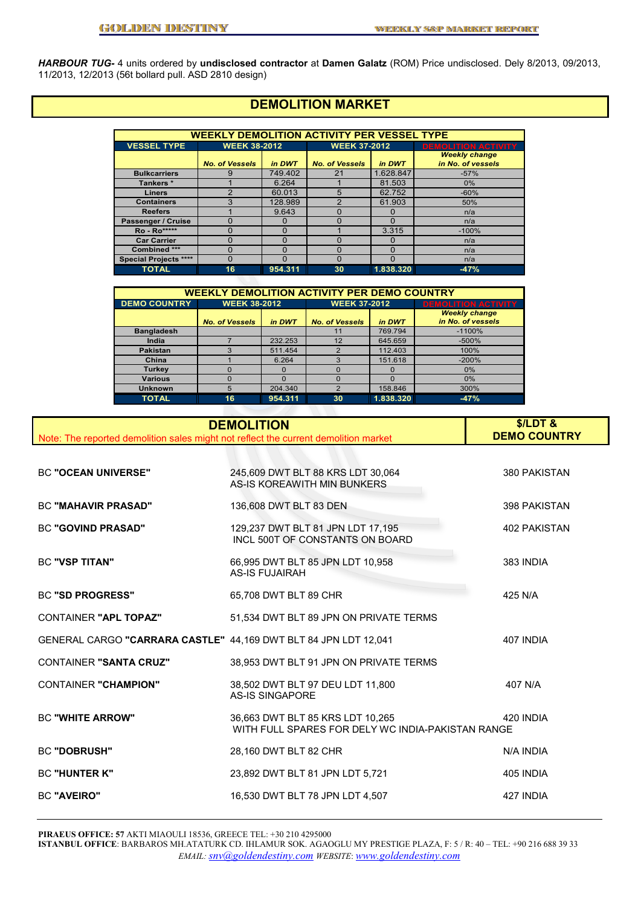***HARBOUR TUG-*** 4 units ordered by **undisclosed contractor** at **Damen Galatz** (ROM) Price undisclosed. Dely 8/2013, 09/2013, 11/2013, 12/2013 (56t bollard pull. ASD 2810 design)

# DEMOLITION MARKET

**WEEKLY DEMOLITION ACTIVITY PER VESSEL TYPE**

| VESSEL TYPE | WEEK 38-2012 | | WEEK 37-2012 | | DEMOLITION ACTIVITY |
|---|---|---|---|---|---|
| | No. of Vessels | in DWT | No. of Vessels | in DWT | Weekly change in No. of vessels |
| Bulkcarriers | 9 | 749.402 | 21 | 1.628.847 | -57% |
| Tankers * | 1 | 6.264 | 1 | 81.503 | 0% |
| Liners | 2 | 60.013 | 5 | 62.752 | -60% |
| Containers | 3 | 128.989 | 2 | 61.903 | 50% |
| Reefers | 1 | 9.643 | 0 | 0 | n/a |
| Passenger / Cruise | 0 | 0 | 0 | 0 | n/a |
| Ro - Ro***** | 0 | 0 | 1 | 3.315 | -100% |
| Car Carrier | 0 | 0 | 0 | 0 | n/a |
| Combined *** | 0 | 0 | 0 | 0 | n/a |
| Special Projects **** | 0 | 0 | 0 | 0 | n/a |
| **TOTAL** | **16** | **954.311** | **30** | **1.838.320** | **-47%** |

**WEEKLY DEMOLITION ACTIVITY PER DEMO COUNTRY**

| DEMO COUNTRY | WEEK 38-2012 | | WEEK 37-2012 | | DEMOLITION ACTIVITY |
|---|---|---|---|---|---|
| | No. of Vessels | in DWT | No. of Vessels | in DWT | Weekly change in No. of vessels |
| Bangladesh | | | 11 | 769.794 | -1100% |
| India | 7 | 232.253 | 12 | 645.659 | -500% |
| Pakistan | 3 | 511.454 | 2 | 112.403 | 100% |
| China | 1 | 6.264 | 3 | 151.618 | -200% |
| Turkey | 0 | 0 | 0 | 0 | 0% |
| Various | 0 | 0 | 0 | 0 | 0% |
| Unknown | 5 | 204.340 | 2 | 158.846 | 300% |
| **TOTAL** | **16** | **954.311** | **30** | **1.838.320** | **-47%** |

## DEMOLITION

Note: The reported demolition sales might not reflect the current demolition market

| Vessel | Details | $/LDT & DEMO COUNTRY |
|---|---|---|
| BC **"OCEAN UNIVERSE"** | 245,609 DWT BLT 88 KRS LDT 30,064 AS-IS KOREAWITH MIN BUNKERS | 380 PAKISTAN |
| BC **"MAHAVIR PRASAD"** | 136,608 DWT BLT 83 DEN | 398 PAKISTAN |
| BC **"GOVIND PRASAD"** | 129,237 DWT BLT 81 JPN LDT 17,195 INCL 500T OF CONSTANTS ON BOARD | 402 PAKISTAN |
| BC **"VSP TITAN"** | 66,995 DWT BLT 85 JPN LDT 10,958 AS-IS FUJAIRAH | 383 INDIA |
| BC **"SD PROGRESS"** | 65,708 DWT BLT 89 CHR | 425 N/A |
| CONTAINER **"APL TOPAZ"** | 51,534 DWT BLT 89 JPN ON PRIVATE TERMS | |
| GENERAL CARGO **"CARRARA CASTLE"** | 44,169 DWT BLT 84 JPN LDT 12,041 | 407 INDIA |
| CONTAINER **"SANTA CRUZ"** | 38,953 DWT BLT 91 JPN ON PRIVATE TERMS | |
| CONTAINER **"CHAMPION"** | 38,502 DWT BLT 97 DEU LDT 11,800 AS-IS SINGAPORE | 407 N/A |
| BC **"WHITE ARROW"** | 36,663 DWT BLT 85 KRS LDT 10,265 WITH FULL SPARES FOR DELY WC INDIA-PAKISTAN RANGE | 420 INDIA |
| BC **"DOBRUSH"** | 28,160 DWT BLT 82 CHR | N/A INDIA |
| BC **"HUNTER K"** | 23,892 DWT BLT 81 JPN LDT 5,721 | 405 INDIA |
| BC **"AVEIRO"** | 16,530 DWT BLT 78 JPN LDT 4,507 | 427 INDIA |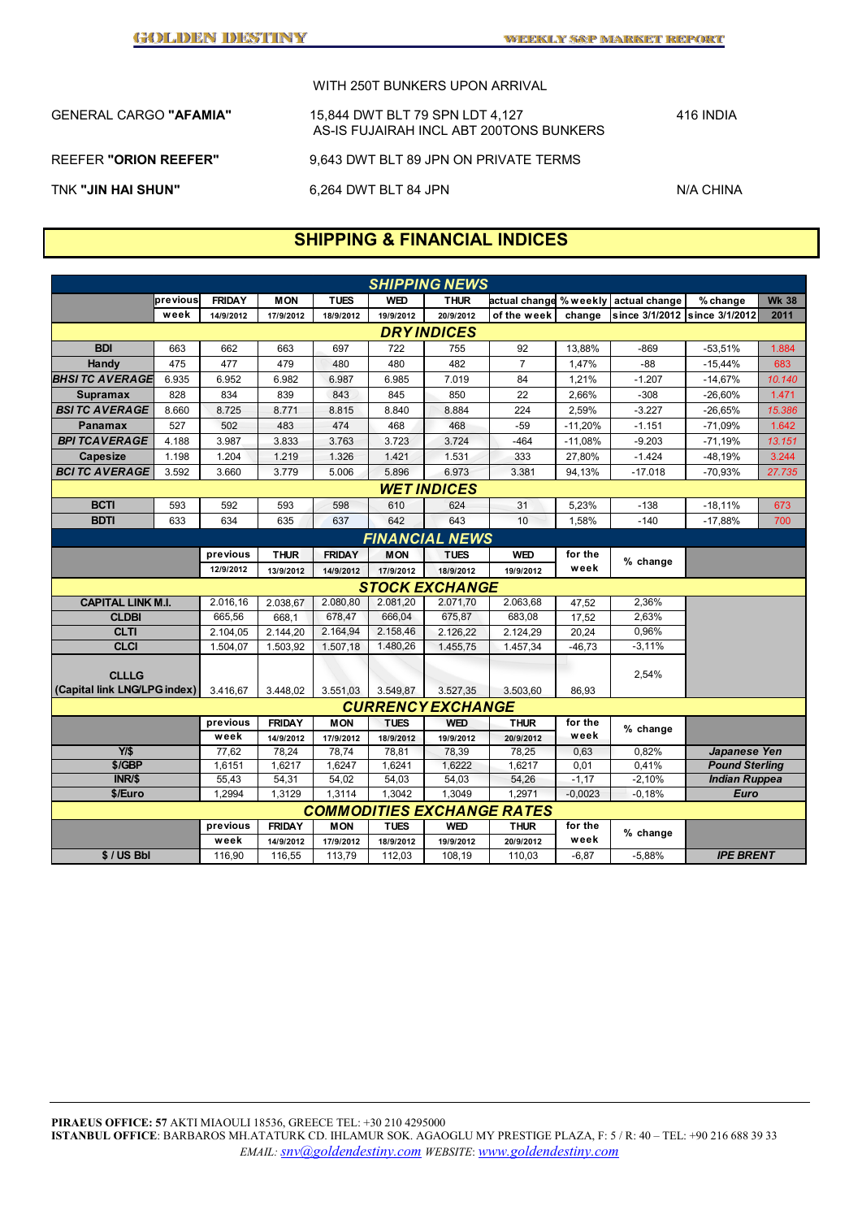WITH 250T BUNKERS UPON ARRIVAL

| | | |
|---|---|---|
| GENERAL CARGO **"AFAMIA"** | 15,844 DWT BLT 79 SPN LDT 4,127 AS-IS FUJAIRAH INCL ABT 200TONS BUNKERS | 416 INDIA |
| REEFER **"ORION REEFER"** | 9,643 DWT BLT 89 JPN ON PRIVATE TERMS | |
| TNK **"JIN HAI SHUN"** | 6,264 DWT BLT 84 JPN | N/A CHINA |

## SHIPPING & FINANCIAL INDICES

### SHIPPING NEWS

| | previous week | FRIDAY 14/9/2012 | MON 17/9/2012 | TUES 18/9/2012 | WED 19/9/2012 | THUR 20/9/2012 | actual change of the week | % weekly change | actual change since 3/1/2012 | % change since 3/1/2012 | Wk 38 2011 |
|---|---|---|---|---|---|---|---|---|---|---|---|
| **DRY INDICES** | | | | | | | | | | | |
| **BDI** | 663 | 662 | 663 | 697 | 722 | 755 | 92 | 13,88% | -869 | -53,51% | 1.884 |
| **Handy** | 475 | 477 | 479 | 480 | 480 | 482 | 7 | 1,47% | -88 | -15,44% | 683 |
| **BHSI TC AVERAGE** | 6.935 | 6.952 | 6.982 | 6.987 | 6.985 | 7.019 | 84 | 1,21% | -1.207 | -14,67% | 10.140 |
| **Supramax** | 828 | 834 | 839 | 843 | 845 | 850 | 22 | 2,66% | -308 | -26,60% | 1.471 |
| **BSI TC AVERAGE** | 8.660 | 8.725 | 8.771 | 8.815 | 8.840 | 8.884 | 224 | 2,59% | -3.227 | -26,65% | 15.386 |
| **Panamax** | 527 | 502 | 483 | 474 | 468 | 468 | -59 | -11,20% | -1.151 | -71,09% | 1.642 |
| **BPI TCAVERAGE** | 4.188 | 3.987 | 3.833 | 3.763 | 3.723 | 3.724 | -464 | -11,08% | -9.203 | -71,19% | 13.151 |
| **Capesize** | 1.198 | 1.204 | 1.219 | 1.326 | 1.421 | 1.531 | 333 | 27,80% | -1.424 | -48,19% | 3.244 |
| **BCI TC AVERAGE** | 3.592 | 3.660 | 3.779 | 5.006 | 5.896 | 6.973 | 3.381 | 94,13% | -17.018 | -70,93% | 27.735 |
| **WET INDICES** | | | | | | | | | | | |
| **BCTI** | 593 | 592 | 593 | 598 | 610 | 624 | 31 | 5,23% | -138 | -18,11% | 673 |
| **BDTI** | 633 | 634 | 635 | 637 | 642 | 643 | 10 | 1,58% | -140 | -17,88% | 700 |

### FINANCIAL NEWS

| | previous 12/9/2012 | THUR 13/9/2012 | FRIDAY 14/9/2012 | MON 17/9/2012 | TUES 18/9/2012 | WED 19/9/2012 | for the week | % change |
|---|---|---|---|---|---|---|---|---|
| **STOCK EXCHANGE** | | | | | | | | |
| **CAPITAL LINK M.I.** | 2.016,16 | 2.038,67 | 2.080,80 | 2.081,20 | 2.071,70 | 2.063,68 | 47,52 | 2,36% |
| **CLDBI** | 665,56 | 668,1 | 678,47 | 666,04 | 675,87 | 683,08 | 17,52 | 2,63% |
| **CLTI** | 2.104,05 | 2.144,20 | 2.164,94 | 2.158,46 | 2.126,22 | 2.124,29 | 20,24 | 0,96% |
| **CLCI** | 1.504,07 | 1.503,92 | 1.507,18 | 1.480,26 | 1.455,75 | 1.457,34 | -46,73 | -3,11% |
| **CLLLG (Capital link LNG/LPG index)** | 3.416,67 | 3.448,02 | 3.551,03 | 3.549,87 | 3.527,35 | 3.503,60 | 86,93 | 2,54% |

### CURRENCY EXCHANGE

| | previous week | FRIDAY 14/9/2012 | MON 17/9/2012 | TUES 18/9/2012 | WED 19/9/2012 | THUR 20/9/2012 | for the week | % change | |
|---|---|---|---|---|---|---|---|---|---|
| **Y/$** | 77,62 | 78,24 | 78,74 | 78,81 | 78,39 | 78,25 | 0,63 | 0,82% | *Japanese Yen* |
| **$/GBP** | 1,6151 | 1,6217 | 1,6247 | 1,6241 | 1,6222 | 1,6217 | 0,01 | 0,41% | *Pound Sterling* |
| **INR/$** | 55,43 | 54,31 | 54,02 | 54,03 | 54,03 | 54,26 | -1,17 | -2,10% | *Indian Ruppea* |
| **$/Euro** | 1,2994 | 1,3129 | 1,3114 | 1,3042 | 1,3049 | 1,2971 | -0,0023 | -0,18% | *Euro* |

### COMMODITIES EXCHANGE RATES

| | previous week | FRIDAY 14/9/2012 | MON 17/9/2012 | TUES 18/9/2012 | WED 19/9/2012 | THUR 20/9/2012 | for the week | % change | |
|---|---|---|---|---|---|---|---|---|---|
| **$ / US Bbl** | 116,90 | 116,55 | 113,79 | 112,03 | 108,19 | 110,03 | -6,87 | -5,88% | *IPE BRENT* |

**PIRAEUS OFFICE: 57** AKTI MIAOULI 18536, GREECE TEL: +30 210 4295000
**ISTANBUL OFFICE**: BARBAROS MH.ATATURK CD. IHLAMUR SOK. AGAOGLU MY PRESTIGE PLAZA, F: 5 / R: 40 – TEL: +90 216 688 39 33
*EMAIL: snv@goldendestiny.com WEBSITE: www.goldendestiny.com*